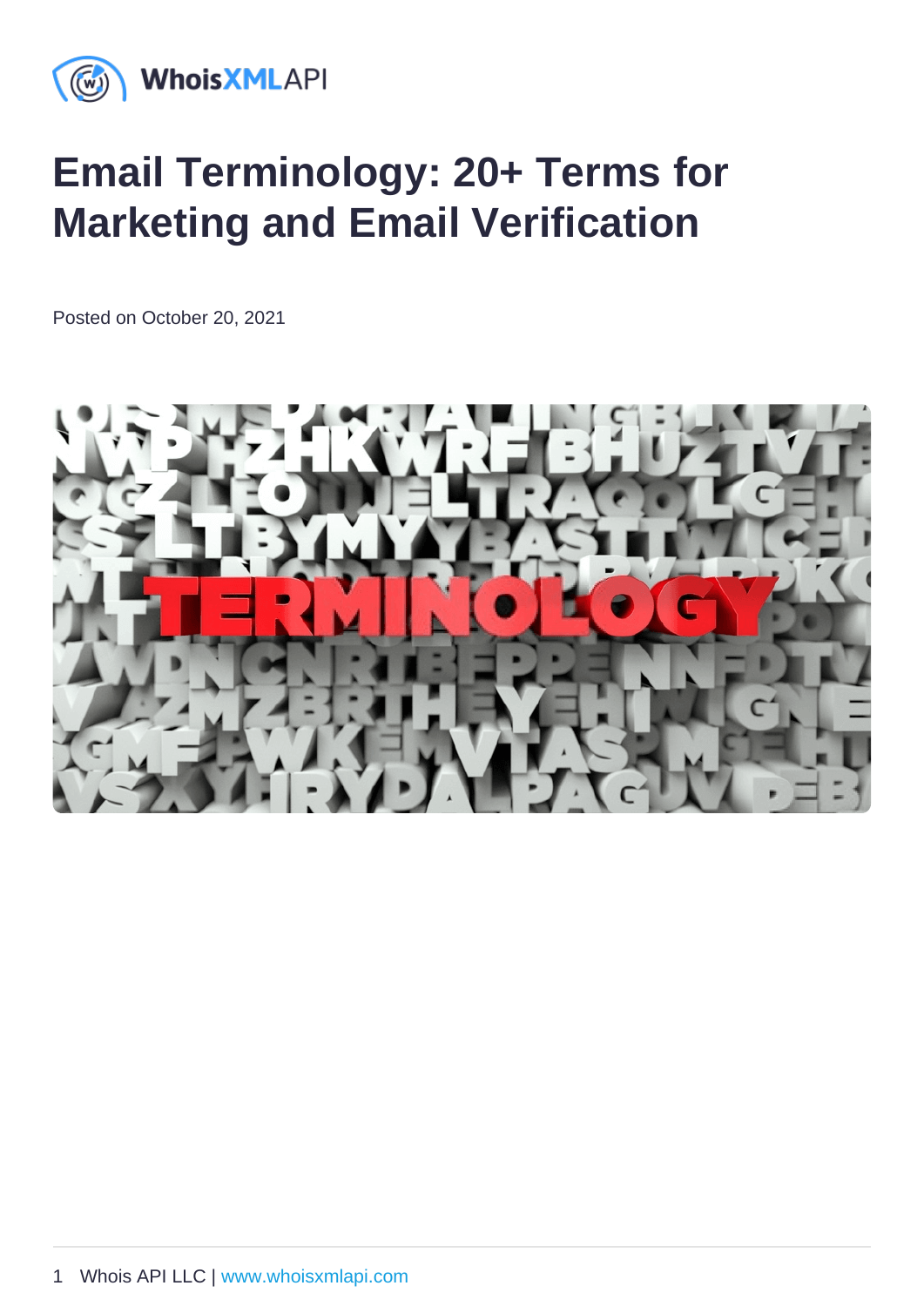# Email Terminology: 20+ Terms for Marketing and Email Verification

Posted on October 20, 2021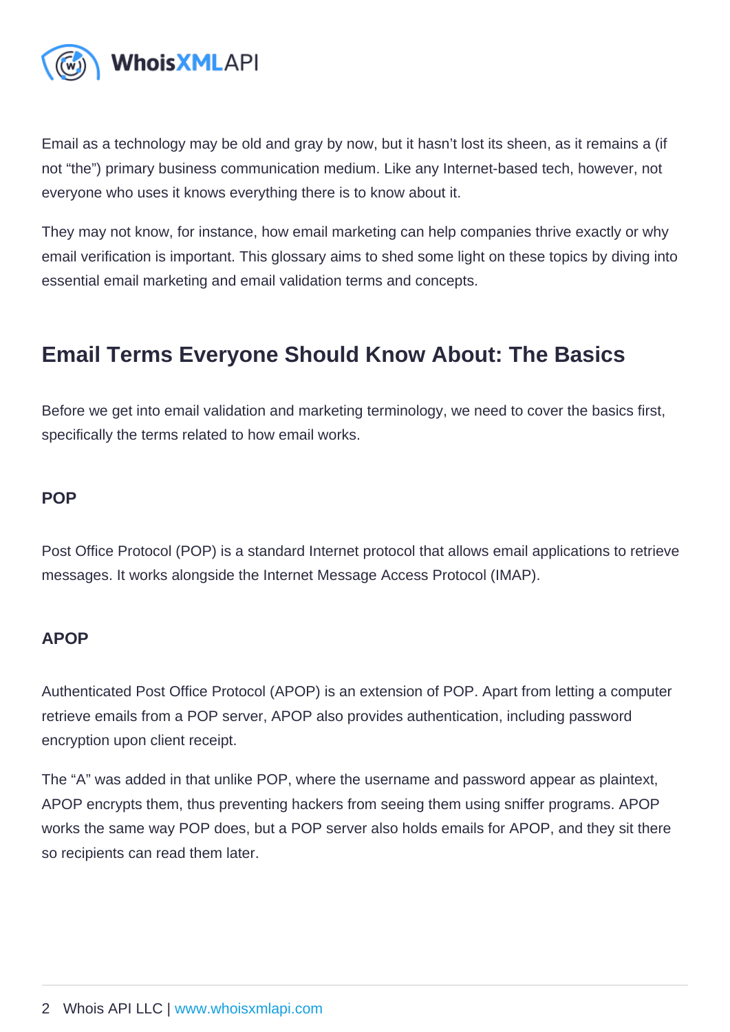Email as a technology may be old and gray by now, but it hasn't lost its sheen, as it remains a (if not "the") primary business communication medium. Like any Internet-based tech, however, not everyone who uses it knows everything there is to know about it.

They may not know, for instance, how email marketing can help companies thrive exactly or why email verification is important. This glossary aims to shed some light on these topics by diving into essential email marketing and email validation terms and concepts.

## Email Terms Everyone Should Know About: The Basics

Before we get into email validation and marketing terminology, we need to cover the basics first, specifically the terms related to how email works.

### POP

Post Office Protocol (POP) is a standard Internet protocol that allows email applications to retrieve messages. It works alongside the Internet Message Access Protocol (IMAP).

### APOP

Authenticated Post Office Protocol (APOP) is an extension of POP. Apart from letting a computer retrieve emails from a POP server, APOP also provides authentication, including password encryption upon client receipt.

The "A" was added in that unlike POP, where the username and password appear as plaintext, APOP encrypts them, thus preventing hackers from seeing them using sniffer programs. APOP works the same way POP does, but a POP server also holds emails for APOP, and they sit there so recipients can read them later.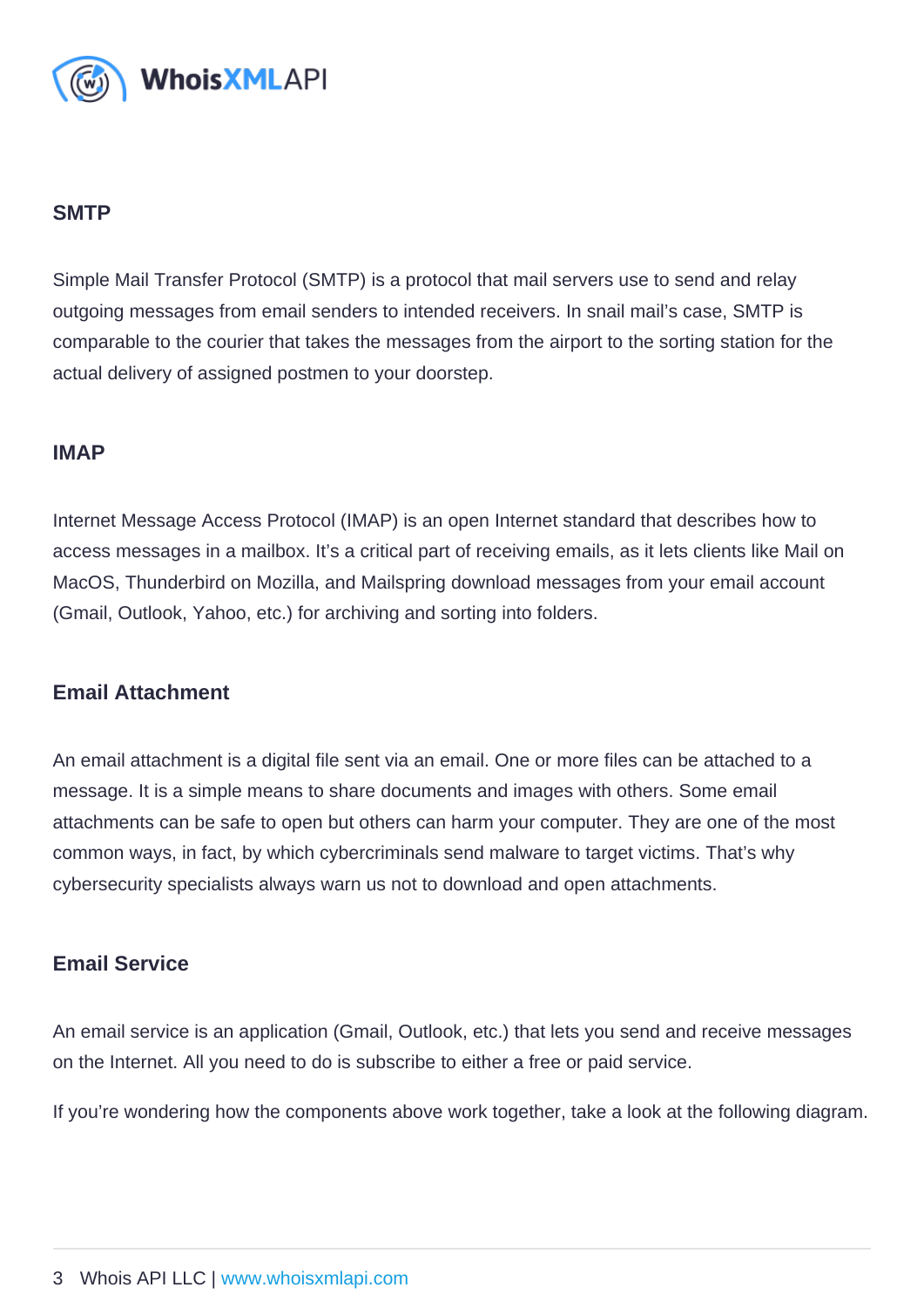## SMTP

Simple Mail Transfer Protocol (SMTP) is a protocol that mail servers use to send and relay outgoing messages from email senders to intended receivers. In snail mail's case, SMTP is comparable to the courier that takes the messages from the airport to the sorting station for the actual delivery of assigned postmen to your doorstep.

## IMAP

Internet Message Access Protocol (IMAP) is an open Internet standard that describes how to access messages in a mailbox. It's a critical part of receiving emails, as it lets clients like Mail on MacOS, Thunderbird on Mozilla, and Mailspring download messages from your email account (Gmail, Outlook, Yahoo, etc.) for archiving and sorting into folders.

## Email Attachment

An email attachment is a digital file sent via an email. One or more files can be attached to a message. It is a simple means to share documents and images with others. Some email attachments can be safe to open but others can harm your computer. They are one of the most common ways, in fact, by which cybercriminals send malware to target victims. That's why cybersecurity specialists always warn us not to download and open attachments.

## Email Service

An email service is an application (Gmail, Outlook, etc.) that lets you send and receive messages on the Internet. All you need to do is subscribe to either a free or paid service.

If you're wondering how the components above work together, take a look at the following diagram.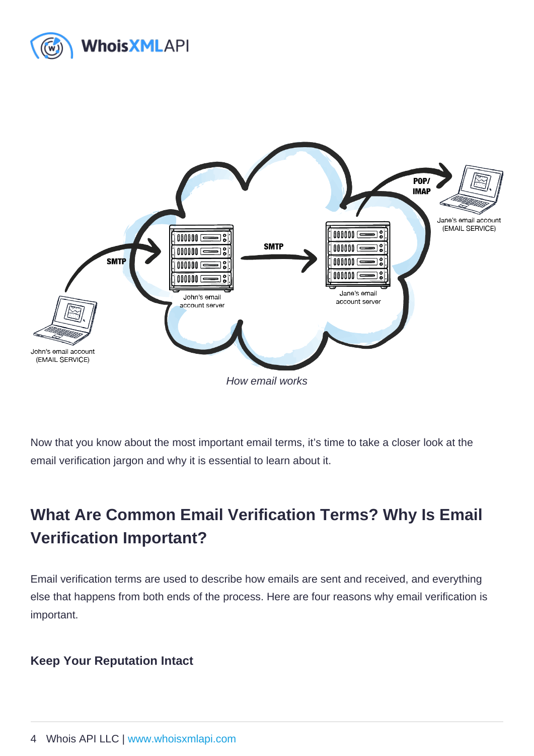*How email works*

Now that you know about the most important email terms, it's time to take a closer look at the email verification jargon and why it is essential to learn about it.

## What Are Common Email Verification Terms? Why Is Email Verification Important?

Email verification terms are used to describe how emails are sent and received, and everything else that happens from both ends of the process. Here are four reasons why email verification is important.

### Keep Your Reputation Intact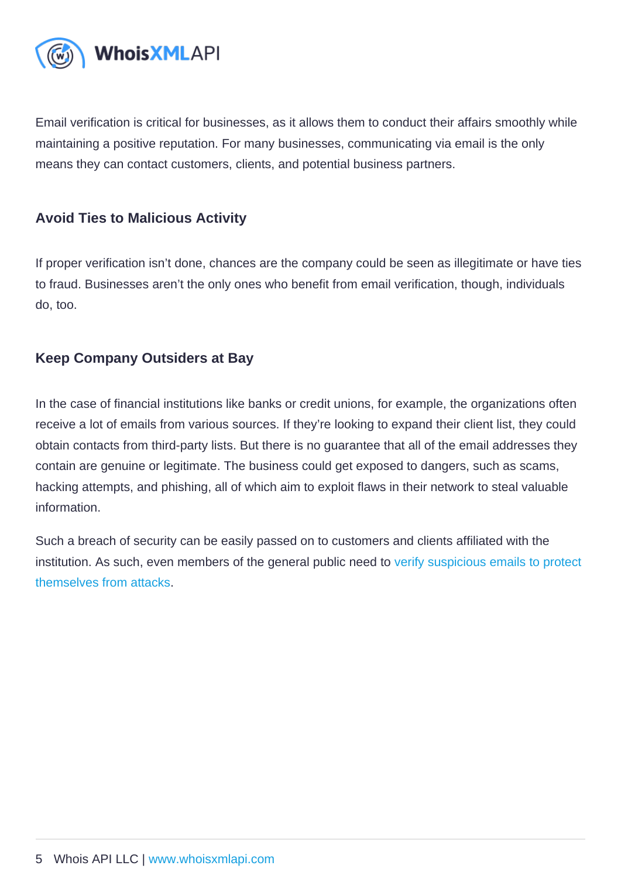Email verification is critical for businesses, as it allows them to conduct their affairs smoothly while maintaining a positive reputation. For many businesses, communicating via email is the only means they can contact customers, clients, and potential business partners.

### Avoid Ties to Malicious Activity

If proper verification isn't done, chances are the company could be seen as illegitimate or have ties to fraud. Businesses aren't the only ones who benefit from email verification, though, individuals do, too.

### Keep Company Outsiders at Bay

In the case of financial institutions like banks or credit unions, for example, the organizations often receive a lot of emails from various sources. If they're looking to expand their client list, they could obtain contacts from third-party lists. But there is no guarantee that all of the email addresses they contain are genuine or legitimate. The business could get exposed to dangers, such as scams, hacking attempts, and phishing, all of which aim to exploit flaws in their network to steal valuable information.

Such a breach of security can be easily passed on to customers and clients affiliated with the institution. As such, even members of the general public need to verify suspicious emails to protect themselves from attacks.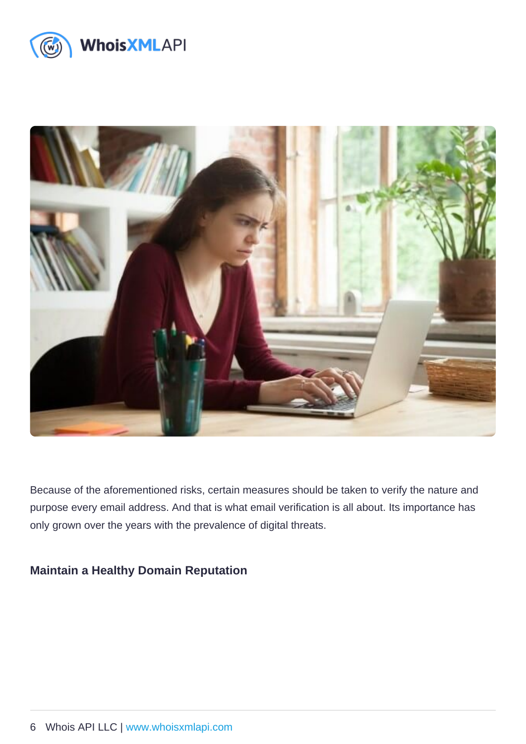Because of the aforementioned risks, certain measures should be taken to verify the nature and purpose every email address. And that is what email verification is all about. Its importance has only grown over the years with the prevalence of digital threats.

### Maintain a Healthy Domain Reputation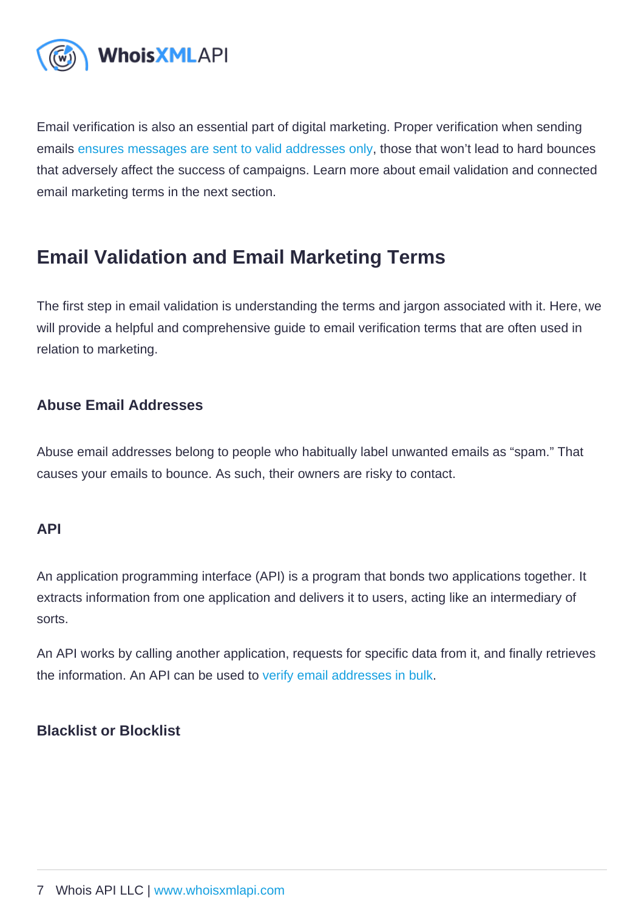Email verification is also an essential part of digital marketing. Proper verification when sending emails ensures messages are sent to valid addresses only, those that won't lead to hard bounces that adversely affect the success of campaigns. Learn more about email validation and connected email marketing terms in the next section.

## Email Validation and Email Marketing Terms

The first step in email validation is understanding the terms and jargon associated with it. Here, we will provide a helpful and comprehensive guide to email verification terms that are often used in relation to marketing.

### Abuse Email Addresses

Abuse email addresses belong to people who habitually label unwanted emails as "spam." That causes your emails to bounce. As such, their owners are risky to contact.

### API

An application programming interface (API) is a program that bonds two applications together. It extracts information from one application and delivers it to users, acting like an intermediary of sorts.

An API works by calling another application, requests for specific data from it, and finally retrieves the information. An API can be used to verify email addresses in bulk.

### Blacklist or Blocklist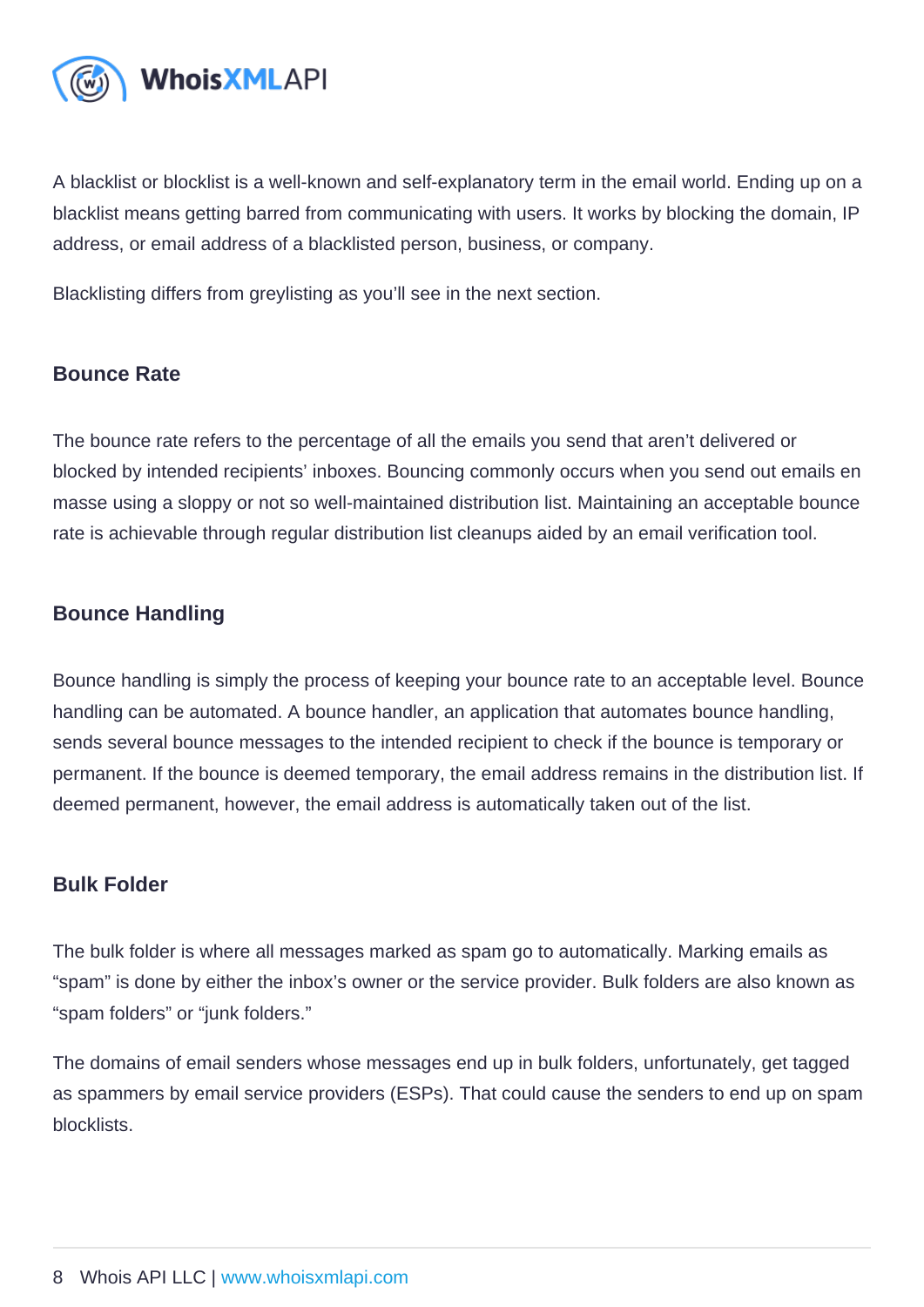A blacklist or blocklist is a well-known and self-explanatory term in the email world. Ending up on a blacklist means getting barred from communicating with users. It works by blocking the domain, IP address, or email address of a blacklisted person, business, or company.

Blacklisting differs from greylisting as you'll see in the next section.

### Bounce Rate

The bounce rate refers to the percentage of all the emails you send that aren't delivered or blocked by intended recipients' inboxes. Bouncing commonly occurs when you send out emails en masse using a sloppy or not so well-maintained distribution list. Maintaining an acceptable bounce rate is achievable through regular distribution list cleanups aided by an email verification tool.

### Bounce Handling

Bounce handling is simply the process of keeping your bounce rate to an acceptable level. Bounce handling can be automated. A bounce handler, an application that automates bounce handling, sends several bounce messages to the intended recipient to check if the bounce is temporary or permanent. If the bounce is deemed temporary, the email address remains in the distribution list. If deemed permanent, however, the email address is automatically taken out of the list.

### Bulk Folder

The bulk folder is where all messages marked as spam go to automatically. Marking emails as "spam" is done by either the inbox's owner or the service provider. Bulk folders are also known as "spam folders" or "junk folders."

The domains of email senders whose messages end up in bulk folders, unfortunately, get tagged as spammers by email service providers (ESPs). That could cause the senders to end up on spam blocklists.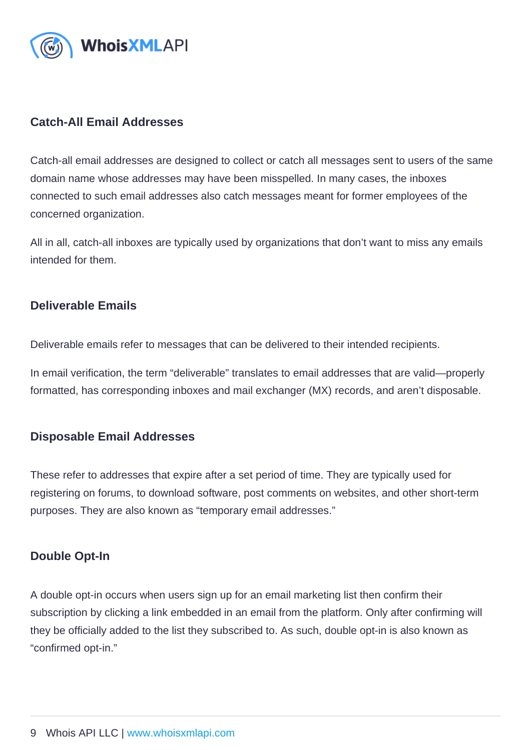### Catch-All Email Addresses

Catch-all email addresses are designed to collect or catch all messages sent to users of the same domain name whose addresses may have been misspelled. In many cases, the inboxes connected to such email addresses also catch messages meant for former employees of the concerned organization.

All in all, catch-all inboxes are typically used by organizations that don't want to miss any emails intended for them.

### Deliverable Emails

Deliverable emails refer to messages that can be delivered to their intended recipients.

In email verification, the term "deliverable" translates to email addresses that are valid—properly formatted, has corresponding inboxes and mail exchanger (MX) records, and aren't disposable.

### Disposable Email Addresses

These refer to addresses that expire after a set period of time. They are typically used for registering on forums, to download software, post comments on websites, and other short-term purposes. They are also known as "temporary email addresses."

### Double Opt-In

A double opt-in occurs when users sign up for an email marketing list then confirm their subscription by clicking a link embedded in an email from the platform. Only after confirming will they be officially added to the list they subscribed to. As such, double opt-in is also known as "confirmed opt-in."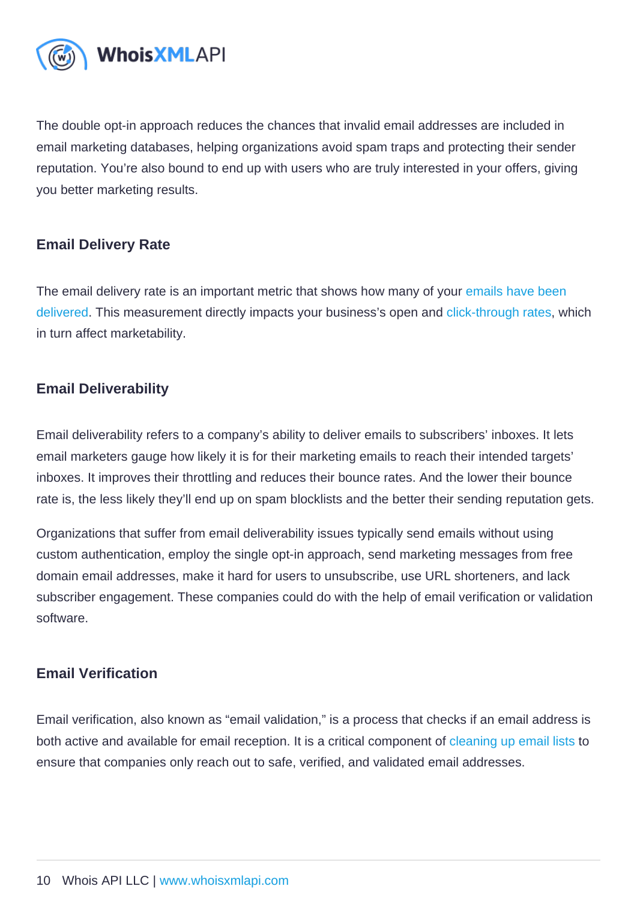The double opt-in approach reduces the chances that invalid email addresses are included in email marketing databases, helping organizations avoid spam traps and protecting their sender reputation. You're also bound to end up with users who are truly interested in your offers, giving you better marketing results.

### Email Delivery Rate

The email delivery rate is an important metric that shows how many of your emails have been delivered. This measurement directly impacts your business's open and click-through rates, which in turn affect marketability.

### Email Deliverability

Email deliverability refers to a company's ability to deliver emails to subscribers' inboxes. It lets email marketers gauge how likely it is for their marketing emails to reach their intended targets' inboxes. It improves their throttling and reduces their bounce rates. And the lower their bounce rate is, the less likely they'll end up on spam blocklists and the better their sending reputation gets.

Organizations that suffer from email deliverability issues typically send emails without using custom authentication, employ the single opt-in approach, send marketing messages from free domain email addresses, make it hard for users to unsubscribe, use URL shorteners, and lack subscriber engagement. These companies could do with the help of email verification or validation software.

### Email Verification

Email verification, also known as "email validation," is a process that checks if an email address is both active and available for email reception. It is a critical component of cleaning up email lists to ensure that companies only reach out to safe, verified, and validated email addresses.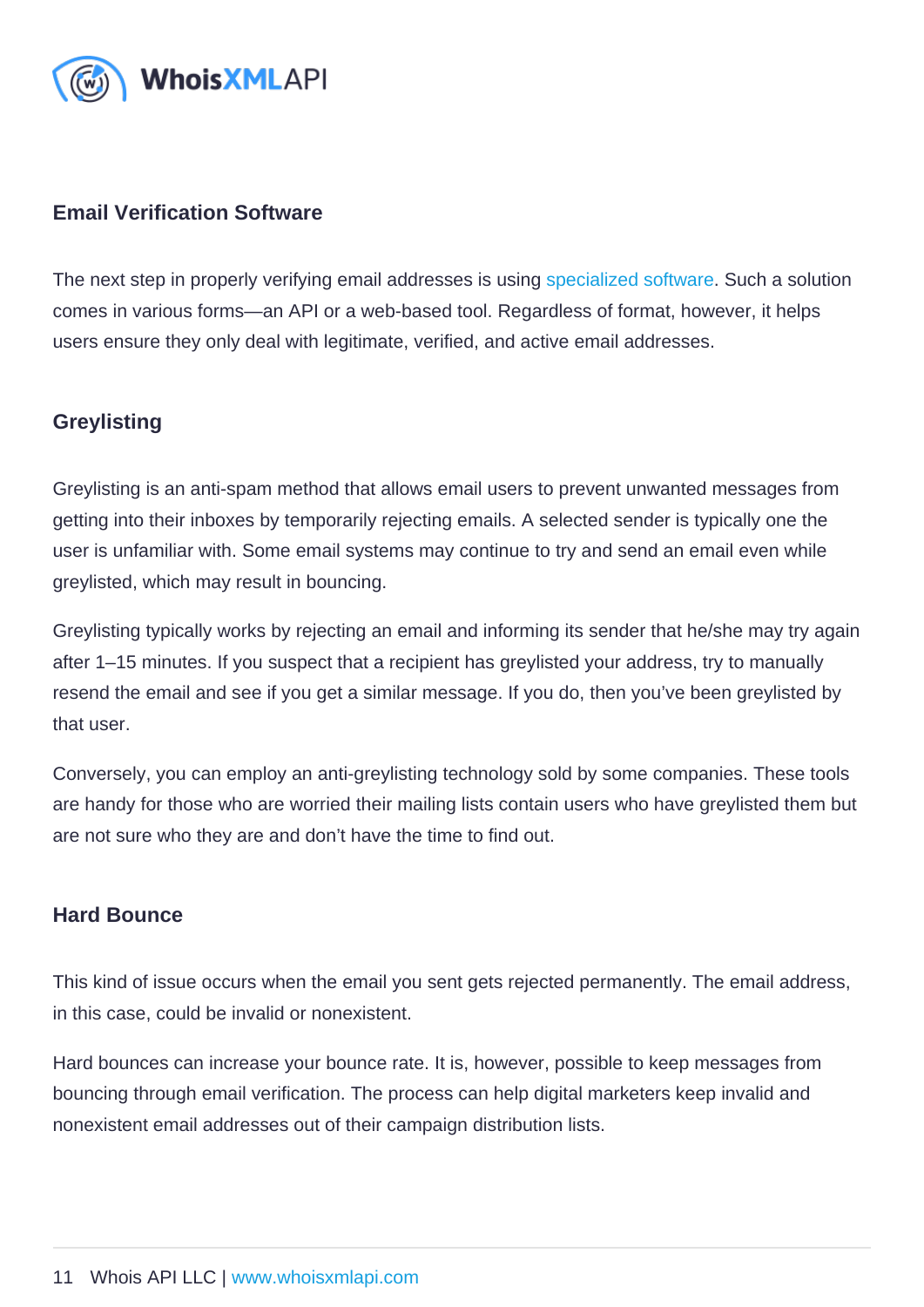### Email Verification Software

The next step in properly verifying email addresses is using specialized software. Such a solution comes in various forms—an API or a web-based tool. Regardless of format, however, it helps users ensure they only deal with legitimate, verified, and active email addresses.

### Greylisting

Greylisting is an anti-spam method that allows email users to prevent unwanted messages from getting into their inboxes by temporarily rejecting emails. A selected sender is typically one the user is unfamiliar with. Some email systems may continue to try and send an email even while greylisted, which may result in bouncing.

Greylisting typically works by rejecting an email and informing its sender that he/she may try again after 1–15 minutes. If you suspect that a recipient has greylisted your address, try to manually resend the email and see if you get a similar message. If you do, then you've been greylisted by that user.

Conversely, you can employ an anti-greylisting technology sold by some companies. These tools are handy for those who are worried their mailing lists contain users who have greylisted them but are not sure who they are and don't have the time to find out.

### Hard Bounce

This kind of issue occurs when the email you sent gets rejected permanently. The email address, in this case, could be invalid or nonexistent.

Hard bounces can increase your bounce rate. It is, however, possible to keep messages from bouncing through email verification. The process can help digital marketers keep invalid and nonexistent email addresses out of their campaign distribution lists.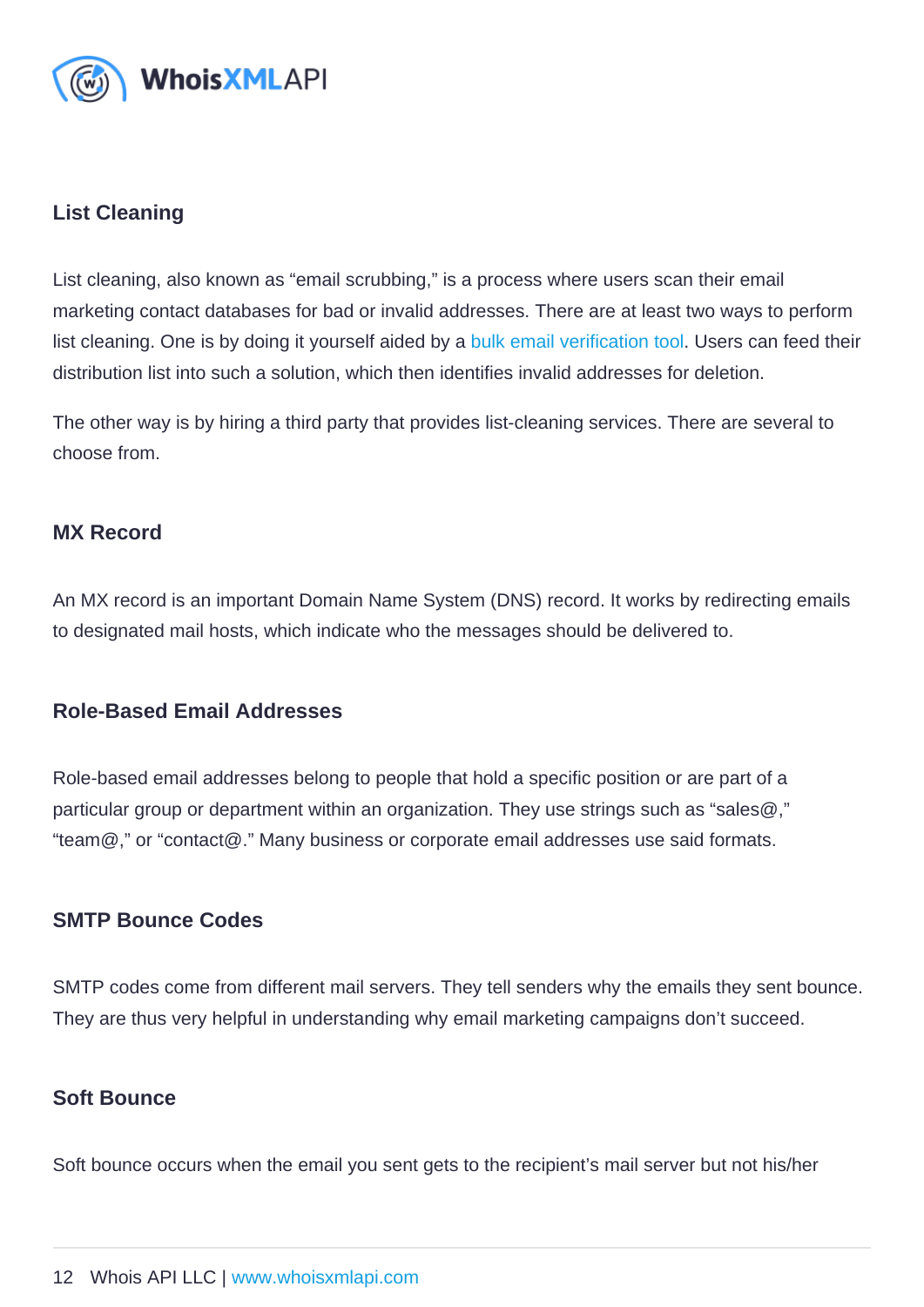### List Cleaning

List cleaning, also known as “email scrubbing,” is a process where users scan their email marketing contact databases for bad or invalid addresses. There are at least two ways to perform list cleaning. One is by doing it yourself aided by a bulk email verification tool. Users can feed their distribution list into such a solution, which then identifies invalid addresses for deletion.

The other way is by hiring a third party that provides list-cleaning services. There are several to choose from.

### MX Record

An MX record is an important Domain Name System (DNS) record. It works by redirecting emails to designated mail hosts, which indicate who the messages should be delivered to.

### Role-Based Email Addresses

Role-based email addresses belong to people that hold a specific position or are part of a particular group or department within an organization. They use strings such as “sales@,” “team@,” or “contact@.” Many business or corporate email addresses use said formats.

### SMTP Bounce Codes

SMTP codes come from different mail servers. They tell senders why the emails they sent bounce. They are thus very helpful in understanding why email marketing campaigns don’t succeed.

### Soft Bounce

Soft bounce occurs when the email you sent gets to the recipient’s mail server but not his/her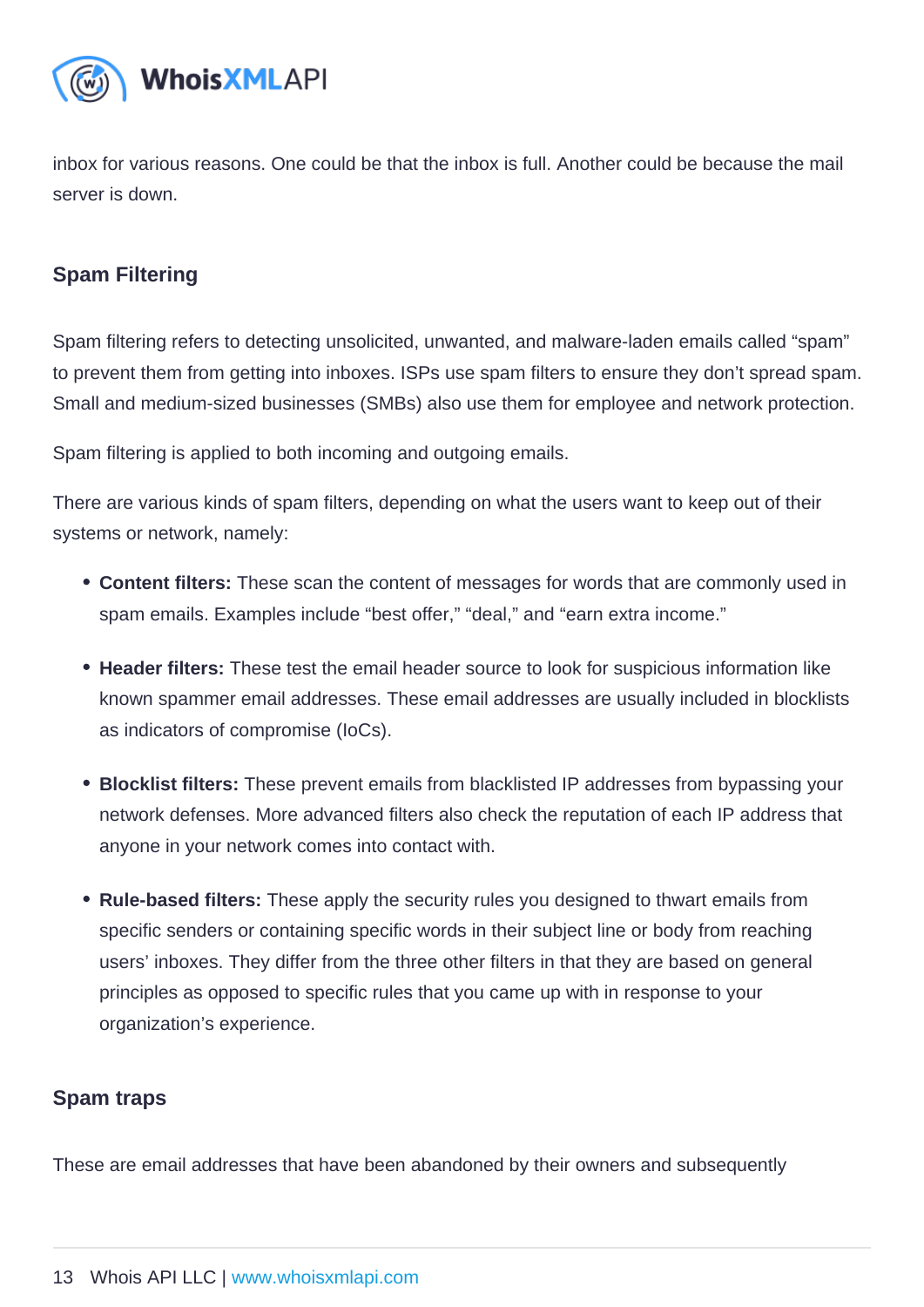inbox for various reasons. One could be that the inbox is full. Another could be because the mail server is down.

## Spam Filtering

Spam filtering refers to detecting unsolicited, unwanted, and malware-laden emails called "spam" to prevent them from getting into inboxes. ISPs use spam filters to ensure they don't spread spam. Small and medium-sized businesses (SMBs) also use them for employee and network protection.

Spam filtering is applied to both incoming and outgoing emails.

There are various kinds of spam filters, depending on what the users want to keep out of their systems or network, namely:

- **Content filters:** These scan the content of messages for words that are commonly used in spam emails. Examples include "best offer," "deal," and "earn extra income."
- **Header filters:** These test the email header source to look for suspicious information like known spammer email addresses. These email addresses are usually included in blocklists as indicators of compromise (IoCs).
- **Blocklist filters:** These prevent emails from blacklisted IP addresses from bypassing your network defenses. More advanced filters also check the reputation of each IP address that anyone in your network comes into contact with.
- **Rule-based filters:** These apply the security rules you designed to thwart emails from specific senders or containing specific words in their subject line or body from reaching users' inboxes. They differ from the three other filters in that they are based on general principles as opposed to specific rules that you came up with in response to your organization's experience.

## Spam traps

These are email addresses that have been abandoned by their owners and subsequently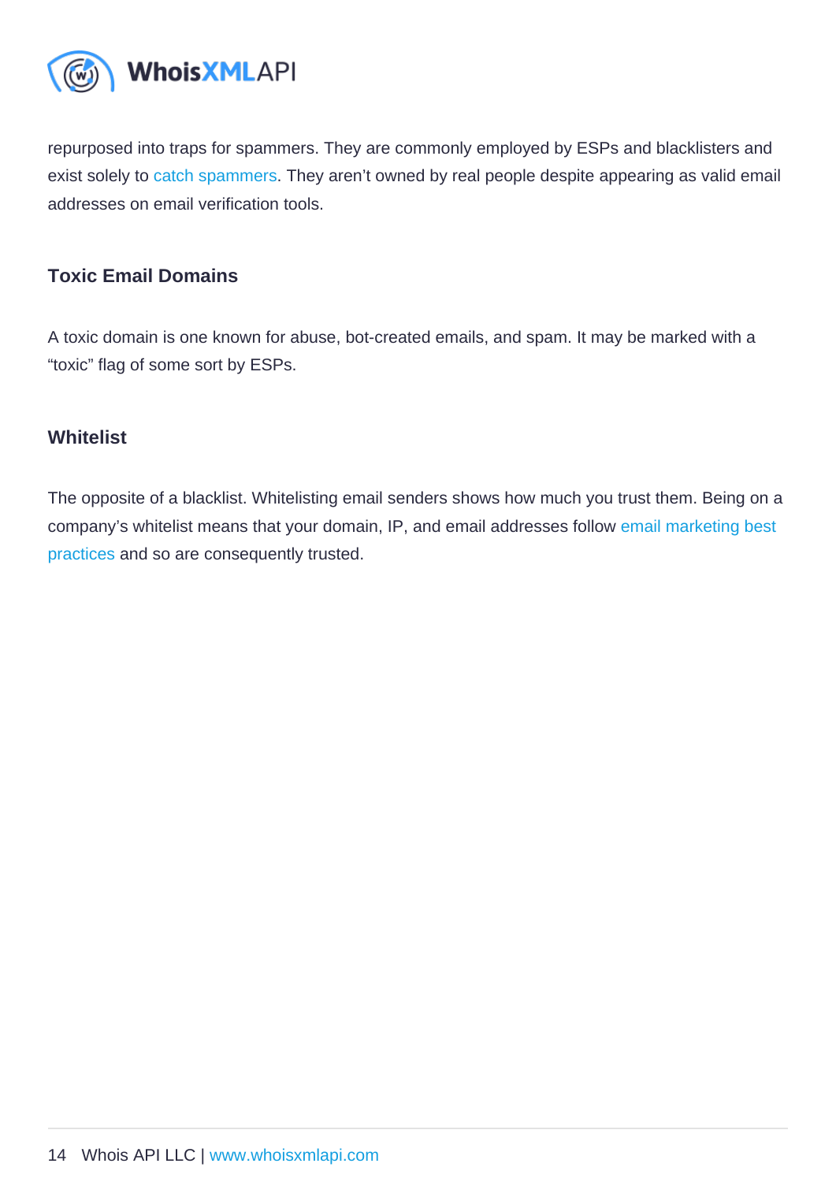repurposed into traps for spammers. They are commonly employed by ESPs and blacklisters and exist solely to catch spammers. They aren't owned by real people despite appearing as valid email addresses on email verification tools.

### Toxic Email Domains

A toxic domain is one known for abuse, bot-created emails, and spam. It may be marked with a "toxic" flag of some sort by ESPs.

### Whitelist

The opposite of a blacklist. Whitelisting email senders shows how much you trust them. Being on a company's whitelist means that your domain, IP, and email addresses follow email marketing best practices and so are consequently trusted.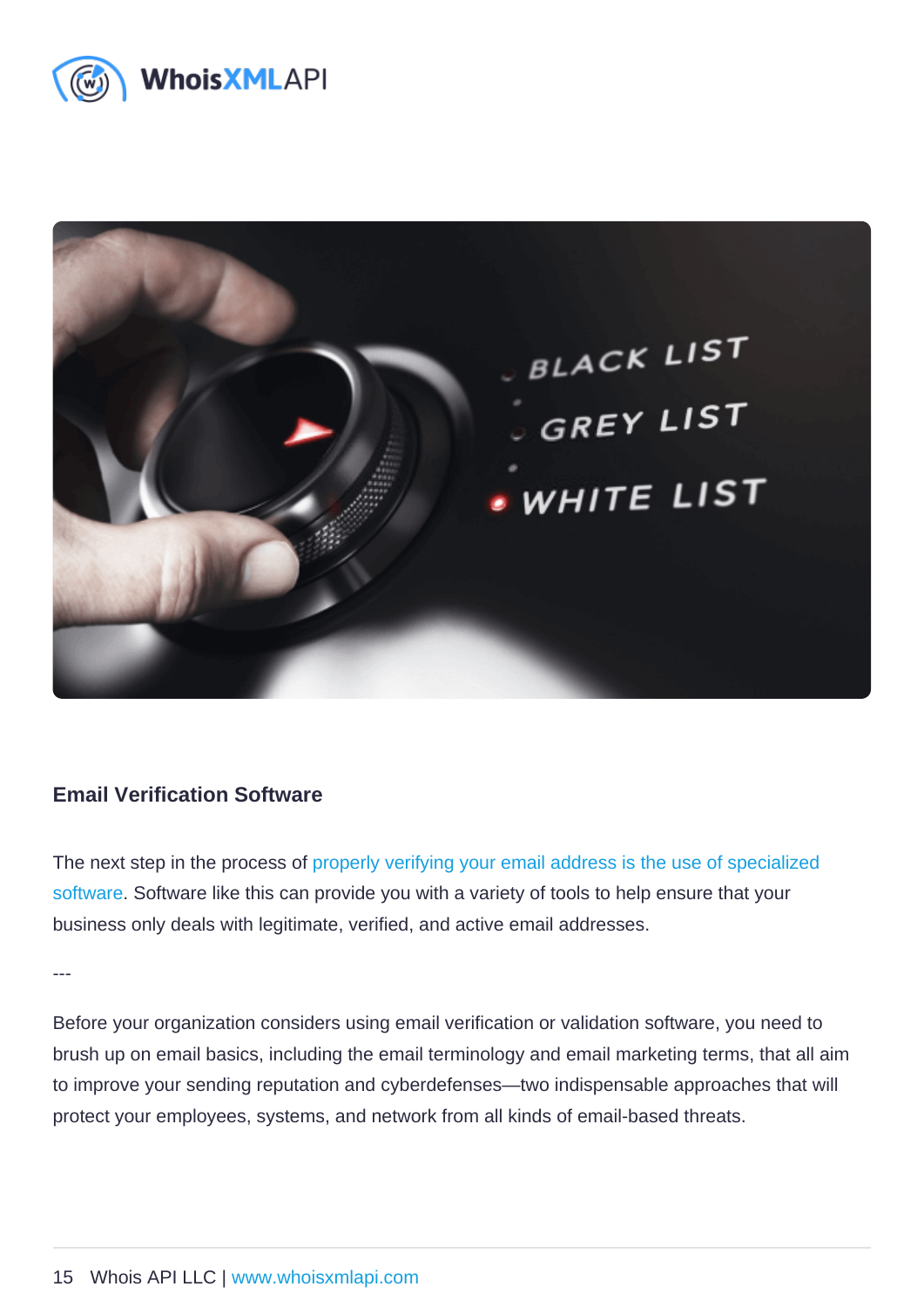### Email Verification Software

The next step in the process of properly verifying your email address is the use of specialized software. Software like this can provide you with a variety of tools to help ensure that your business only deals with legitimate, verified, and active email addresses.

---

Before your organization considers using email verification or validation software, you need to brush up on email basics, including the email terminology and email marketing terms, that all aim to improve your sending reputation and cyberdefenses—two indispensable approaches that will protect your employees, systems, and network from all kinds of email-based threats.